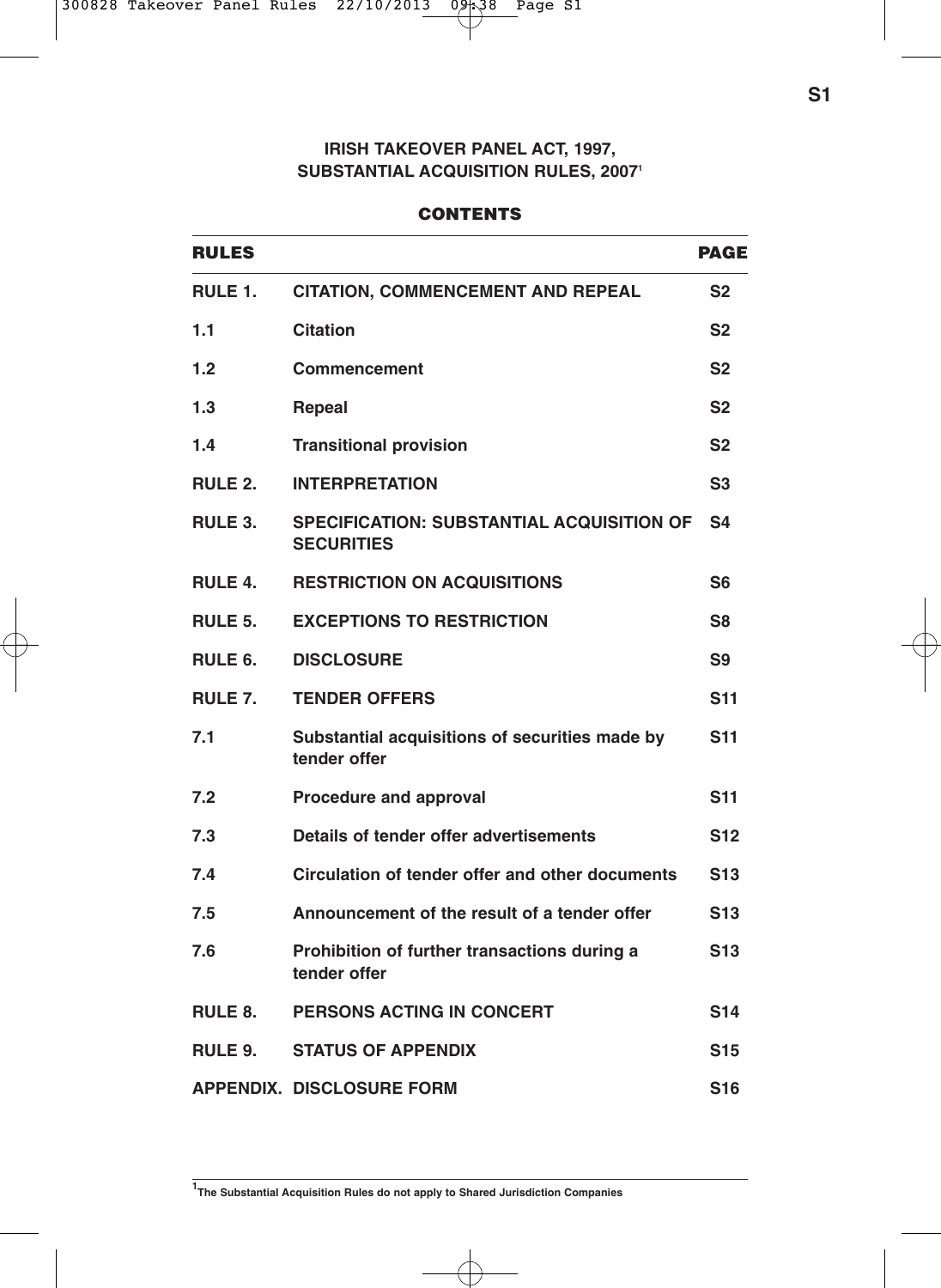# IRISH TAKEOVER PANEL ACT, 1997, SUBSTANTIAL ACQUISITION RULES, 2007[1]

## CONTENTS

| RULES | | PAGE |
|---|---|---|
| RULE 1. | CITATION, COMMENCEMENT AND REPEAL | S2 |
| 1.1 | Citation | S2 |
| 1.2 | Commencement | S2 |
| 1.3 | Repeal | S2 |
| 1.4 | Transitional provision | S2 |
| RULE 2. | INTERPRETATION | S3 |
| RULE 3. | SPECIFICATION: SUBSTANTIAL ACQUISITION OF SECURITIES | S4 |
| RULE 4. | RESTRICTION ON ACQUISITIONS | S6 |
| RULE 5. | EXCEPTIONS TO RESTRICTION | S8 |
| RULE 6. | DISCLOSURE | S9 |
| RULE 7. | TENDER OFFERS | S11 |
| 7.1 | Substantial acquisitions of securities made by tender offer | S11 |
| 7.2 | Procedure and approval | S11 |
| 7.3 | Details of tender offer advertisements | S12 |
| 7.4 | Circulation of tender offer and other documents | S13 |
| 7.5 | Announcement of the result of a tender offer | S13 |
| 7.6 | Prohibition of further transactions during a tender offer | S13 |
| RULE 8. | PERSONS ACTING IN CONCERT | S14 |
| RULE 9. | STATUS OF APPENDIX | S15 |
| APPENDIX. | DISCLOSURE FORM | S16 |

[1] The Substantial Acquisition Rules do not apply to Shared Jurisdiction Companies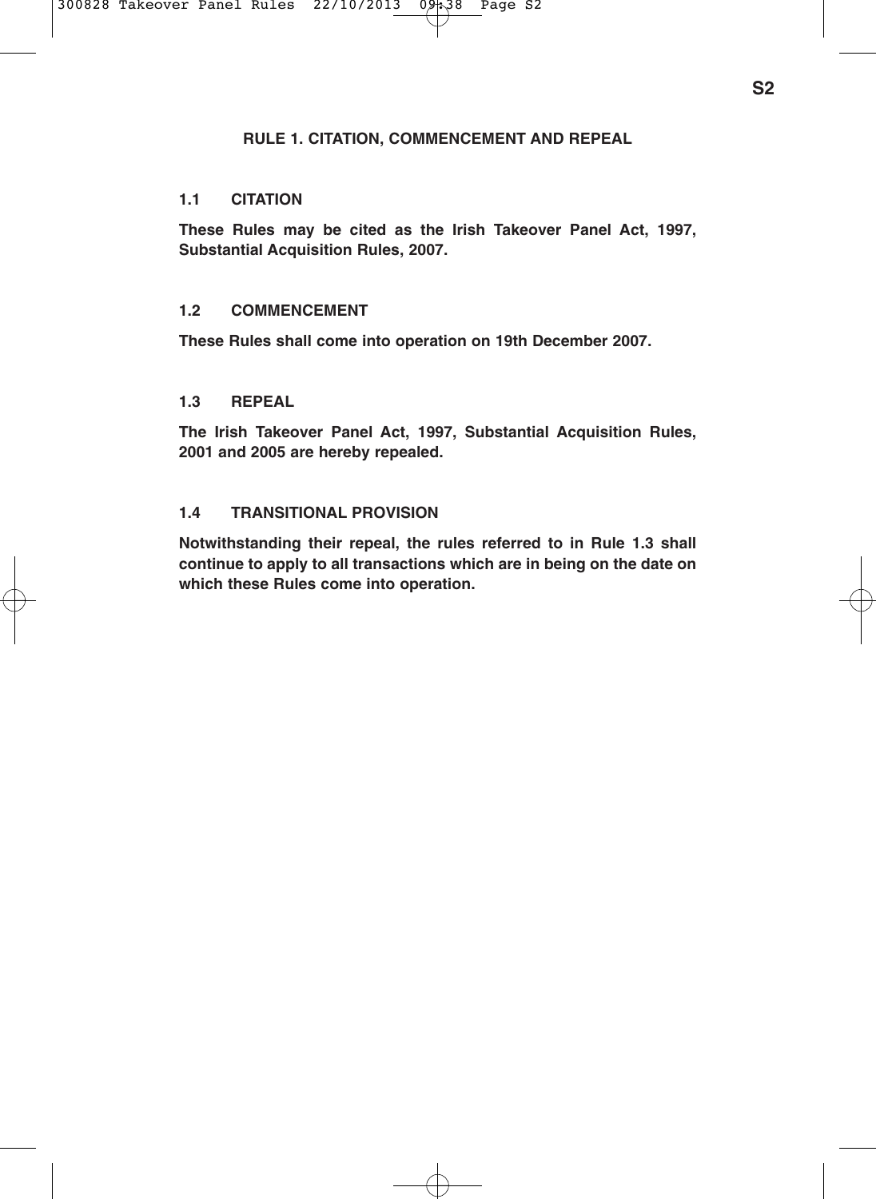# RULE 1. CITATION, COMMENCEMENT AND REPEAL

## 1.1 CITATION

**These Rules may be cited as the Irish Takeover Panel Act, 1997, Substantial Acquisition Rules, 2007.**

## 1.2 COMMENCEMENT

**These Rules shall come into operation on 19th December 2007.**

## 1.3 REPEAL

**The Irish Takeover Panel Act, 1997, Substantial Acquisition Rules, 2001 and 2005 are hereby repealed.**

## 1.4 TRANSITIONAL PROVISION

**Notwithstanding their repeal, the rules referred to in Rule 1.3 shall continue to apply to all transactions which are in being on the date on which these Rules come into operation.**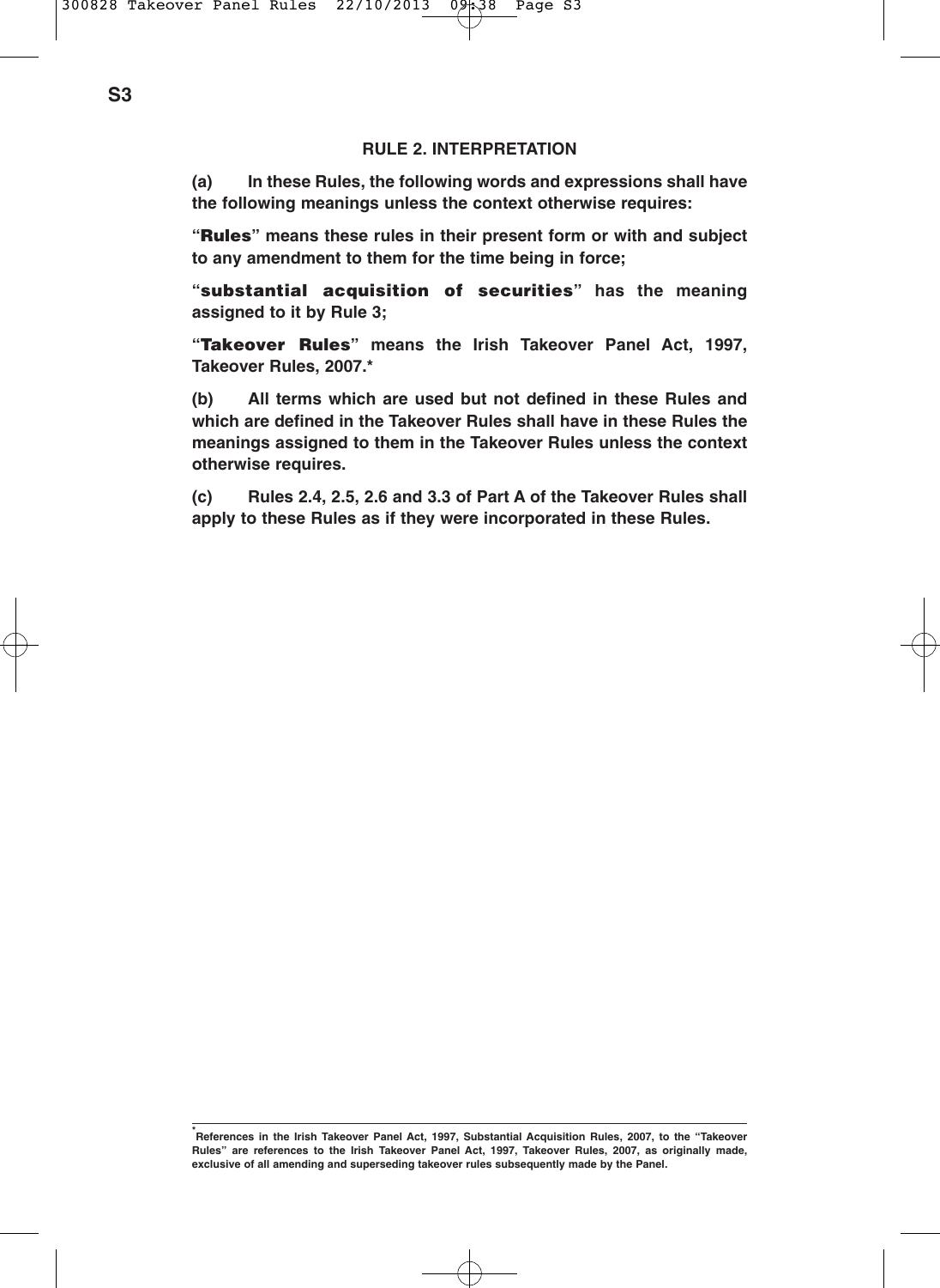## RULE 2. INTERPRETATION

**(a) In these Rules, the following words and expressions shall have the following meanings unless the context otherwise requires:**

**"Rules" means these rules in their present form or with and subject to any amendment to them for the time being in force;**

**"substantial acquisition of securities" has the meaning assigned to it by Rule 3;**

**"Takeover Rules" means the Irish Takeover Panel Act, 1997, Takeover Rules, 2007.***

**(b) All terms which are used but not defined in these Rules and which are defined in the Takeover Rules shall have in these Rules the meanings assigned to them in the Takeover Rules unless the context otherwise requires.**

**(c) Rules 2.4, 2.5, 2.6 and 3.3 of Part A of the Takeover Rules shall apply to these Rules as if they were incorporated in these Rules.**

---

**\* References in the Irish Takeover Panel Act, 1997, Substantial Acquisition Rules, 2007, to the "Takeover Rules" are references to the Irish Takeover Panel Act, 1997, Takeover Rules, 2007, as originally made, exclusive of all amending and superseding takeover rules subsequently made by the Panel.**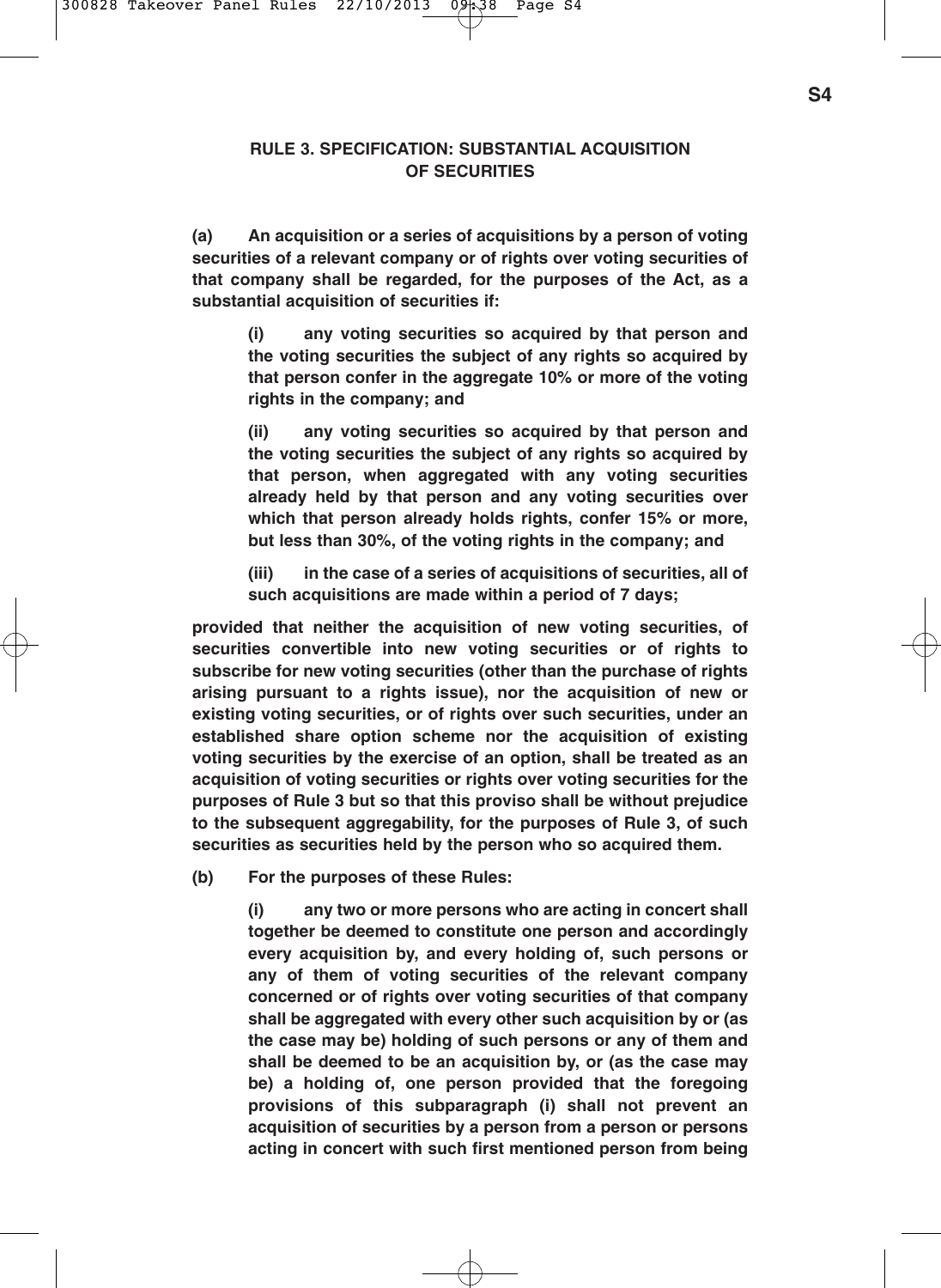## RULE 3. SPECIFICATION: SUBSTANTIAL ACQUISITION OF SECURITIES

**(a) An acquisition or a series of acquisitions by a person of voting securities of a relevant company or of rights over voting securities of that company shall be regarded, for the purposes of the Act, as a substantial acquisition of securities if:**

> **(i) any voting securities so acquired by that person and the voting securities the subject of any rights so acquired by that person confer in the aggregate 10% or more of the voting rights in the company; and**
>
> **(ii) any voting securities so acquired by that person and the voting securities the subject of any rights so acquired by that person, when aggregated with any voting securities already held by that person and any voting securities over which that person already holds rights, confer 15% or more, but less than 30%, of the voting rights in the company; and**
>
> **(iii) in the case of a series of acquisitions of securities, all of such acquisitions are made within a period of 7 days;**

**provided that neither the acquisition of new voting securities, of securities convertible into new voting securities or of rights to subscribe for new voting securities (other than the purchase of rights arising pursuant to a rights issue), nor the acquisition of new or existing voting securities, or of rights over such securities, under an established share option scheme nor the acquisition of existing voting securities by the exercise of an option, shall be treated as an acquisition of voting securities or rights over voting securities for the purposes of Rule 3 but so that this proviso shall be without prejudice to the subsequent aggregability, for the purposes of Rule 3, of such securities as securities held by the person who so acquired them.**

**(b) For the purposes of these Rules:**

> **(i) any two or more persons who are acting in concert shall together be deemed to constitute one person and accordingly every acquisition by, and every holding of, such persons or any of them of voting securities of the relevant company concerned or of rights over voting securities of that company shall be aggregated with every other such acquisition by or (as the case may be) holding of such persons or any of them and shall be deemed to be an acquisition by, or (as the case may be) a holding of, one person provided that the foregoing provisions of this subparagraph (i) shall not prevent an acquisition of securities by a person from a person or persons acting in concert with such first mentioned person from being**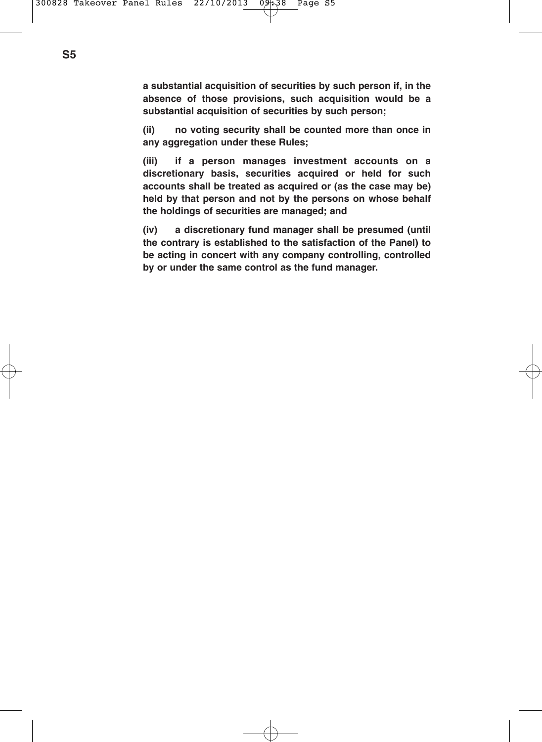**a substantial acquisition of securities by such person if, in the absence of those provisions, such acquisition would be a substantial acquisition of securities by such person;**

**(ii) no voting security shall be counted more than once in any aggregation under these Rules;**

**(iii) if a person manages investment accounts on a discretionary basis, securities acquired or held for such accounts shall be treated as acquired or (as the case may be) held by that person and not by the persons on whose behalf the holdings of securities are managed; and**

**(iv) a discretionary fund manager shall be presumed (until the contrary is established to the satisfaction of the Panel) to be acting in concert with any company controlling, controlled by or under the same control as the fund manager.**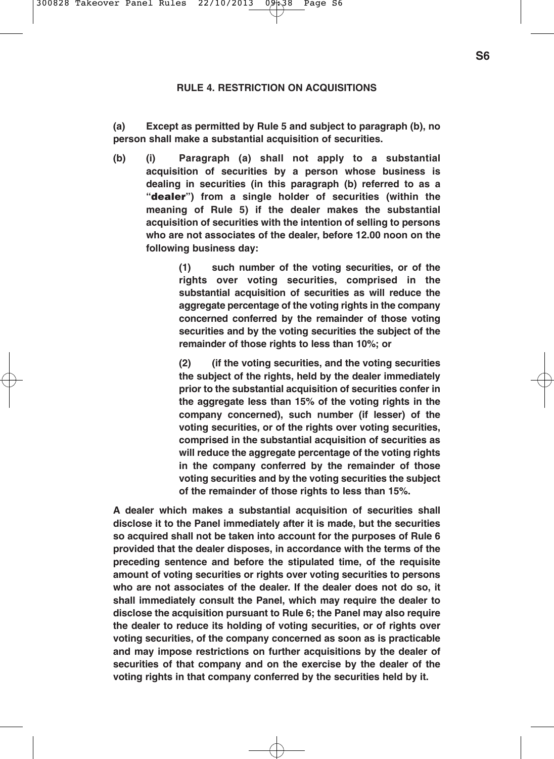## RULE 4. RESTRICTION ON ACQUISITIONS

**(a) Except as permitted by Rule 5 and subject to paragraph (b), no person shall make a substantial acquisition of securities.**

**(b) (i) Paragraph (a) shall not apply to a substantial acquisition of securities by a person whose business is dealing in securities (in this paragraph (b) referred to as a "dealer") from a single holder of securities (within the meaning of Rule 5) if the dealer makes the substantial acquisition of securities with the intention of selling to persons who are not associates of the dealer, before 12.00 noon on the following business day:**

**(1) such number of the voting securities, or of the rights over voting securities, comprised in the substantial acquisition of securities as will reduce the aggregate percentage of the voting rights in the company concerned conferred by the remainder of those voting securities and by the voting securities the subject of the remainder of those rights to less than 10%; or**

**(2) (if the voting securities, and the voting securities the subject of the rights, held by the dealer immediately prior to the substantial acquisition of securities confer in the aggregate less than 15% of the voting rights in the company concerned), such number (if lesser) of the voting securities, or of the rights over voting securities, comprised in the substantial acquisition of securities as will reduce the aggregate percentage of the voting rights in the company conferred by the remainder of those voting securities and by the voting securities the subject of the remainder of those rights to less than 15%.**

**A dealer which makes a substantial acquisition of securities shall disclose it to the Panel immediately after it is made, but the securities so acquired shall not be taken into account for the purposes of Rule 6 provided that the dealer disposes, in accordance with the terms of the preceding sentence and before the stipulated time, of the requisite amount of voting securities or rights over voting securities to persons who are not associates of the dealer. If the dealer does not do so, it shall immediately consult the Panel, which may require the dealer to disclose the acquisition pursuant to Rule 6; the Panel may also require the dealer to reduce its holding of voting securities, or of rights over voting securities, of the company concerned as soon as is practicable and may impose restrictions on further acquisitions by the dealer of securities of that company and on the exercise by the dealer of the voting rights in that company conferred by the securities held by it.**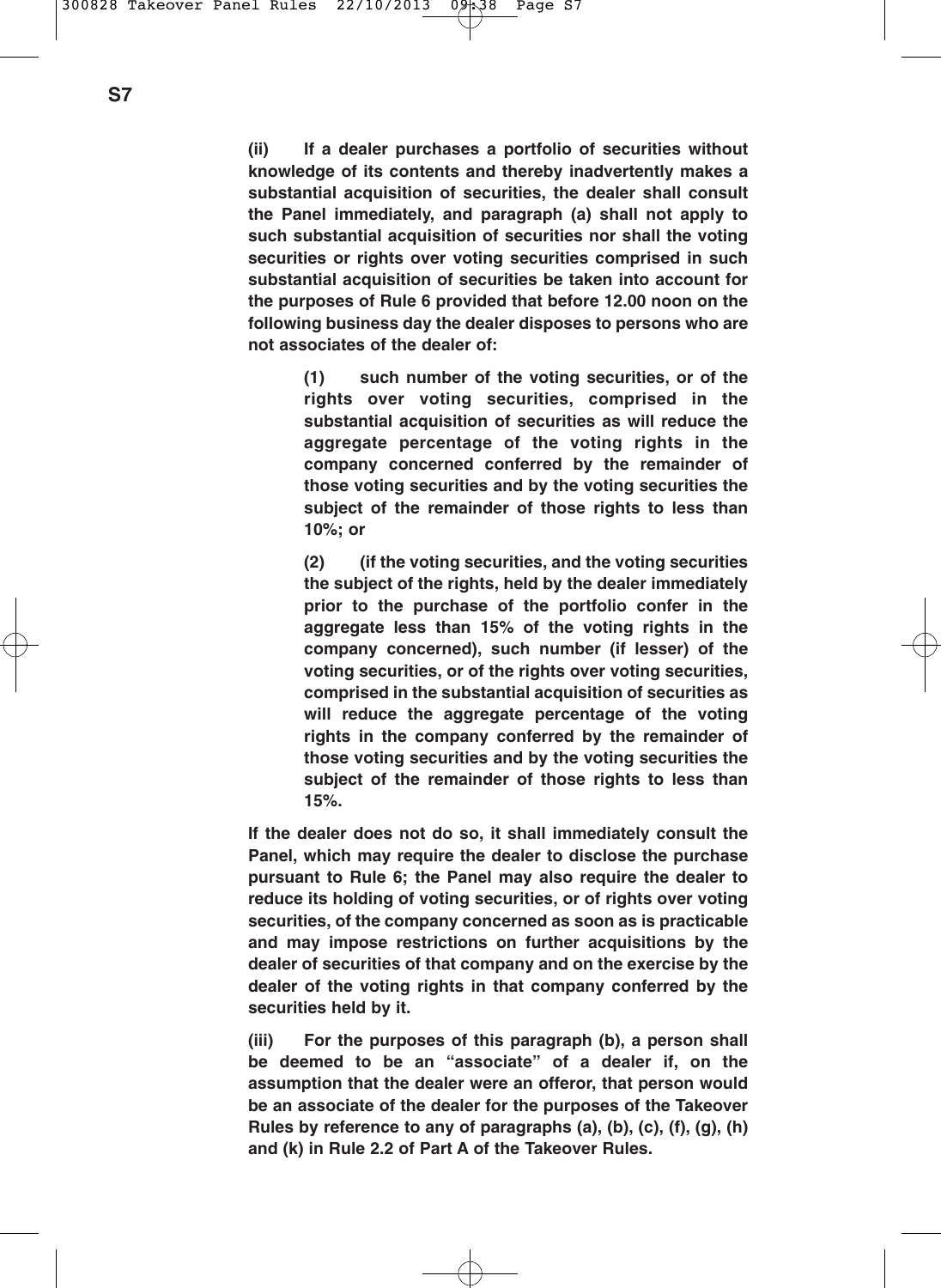**(ii) If a dealer purchases a portfolio of securities without knowledge of its contents and thereby inadvertently makes a substantial acquisition of securities, the dealer shall consult the Panel immediately, and paragraph (a) shall not apply to such substantial acquisition of securities nor shall the voting securities or rights over voting securities comprised in such substantial acquisition of securities be taken into account for the purposes of Rule 6 provided that before 12.00 noon on the following business day the dealer disposes to persons who are not associates of the dealer of:**

> **(1) such number of the voting securities, or of the rights over voting securities, comprised in the substantial acquisition of securities as will reduce the aggregate percentage of the voting rights in the company concerned conferred by the remainder of those voting securities and by the voting securities the subject of the remainder of those rights to less than 10%; or**
>
> **(2) (if the voting securities, and the voting securities the subject of the rights, held by the dealer immediately prior to the purchase of the portfolio confer in the aggregate less than 15% of the voting rights in the company concerned), such number (if lesser) of the voting securities, or of the rights over voting securities, comprised in the substantial acquisition of securities as will reduce the aggregate percentage of the voting rights in the company conferred by the remainder of those voting securities and by the voting securities the subject of the remainder of those rights to less than 15%.**

**If the dealer does not do so, it shall immediately consult the Panel, which may require the dealer to disclose the purchase pursuant to Rule 6; the Panel may also require the dealer to reduce its holding of voting securities, or of rights over voting securities, of the company concerned as soon as is practicable and may impose restrictions on further acquisitions by the dealer of securities of that company and on the exercise by the dealer of the voting rights in that company conferred by the securities held by it.**

**(iii) For the purposes of this paragraph (b), a person shall be deemed to be an "associate" of a dealer if, on the assumption that the dealer were an offeror, that person would be an associate of the dealer for the purposes of the Takeover Rules by reference to any of paragraphs (a), (b), (c), (f), (g), (h) and (k) in Rule 2.2 of Part A of the Takeover Rules.**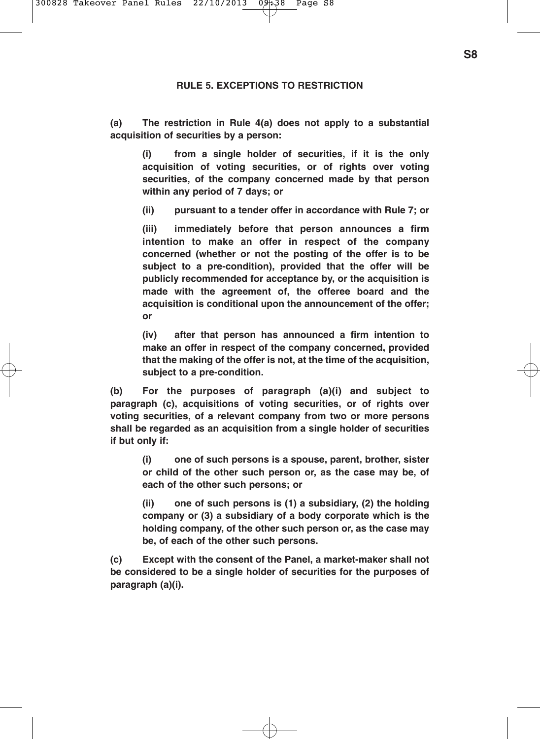## RULE 5. EXCEPTIONS TO RESTRICTION

**(a) The restriction in Rule 4(a) does not apply to a substantial acquisition of securities by a person:**

> **(i) from a single holder of securities, if it is the only acquisition of voting securities, or of rights over voting securities, of the company concerned made by that person within any period of 7 days; or**
>
> **(ii) pursuant to a tender offer in accordance with Rule 7; or**
>
> **(iii) immediately before that person announces a firm intention to make an offer in respect of the company concerned (whether or not the posting of the offer is to be subject to a pre-condition), provided that the offer will be publicly recommended for acceptance by, or the acquisition is made with the agreement of, the offeree board and the acquisition is conditional upon the announcement of the offer; or**
>
> **(iv) after that person has announced a firm intention to make an offer in respect of the company concerned, provided that the making of the offer is not, at the time of the acquisition, subject to a pre-condition.**

**(b) For the purposes of paragraph (a)(i) and subject to paragraph (c), acquisitions of voting securities, or of rights over voting securities, of a relevant company from two or more persons shall be regarded as an acquisition from a single holder of securities if but only if:**

> **(i) one of such persons is a spouse, parent, brother, sister or child of the other such person or, as the case may be, of each of the other such persons; or**
>
> **(ii) one of such persons is (1) a subsidiary, (2) the holding company or (3) a subsidiary of a body corporate which is the holding company, of the other such person or, as the case may be, of each of the other such persons.**

**(c) Except with the consent of the Panel, a market-maker shall not be considered to be a single holder of securities for the purposes of paragraph (a)(i).**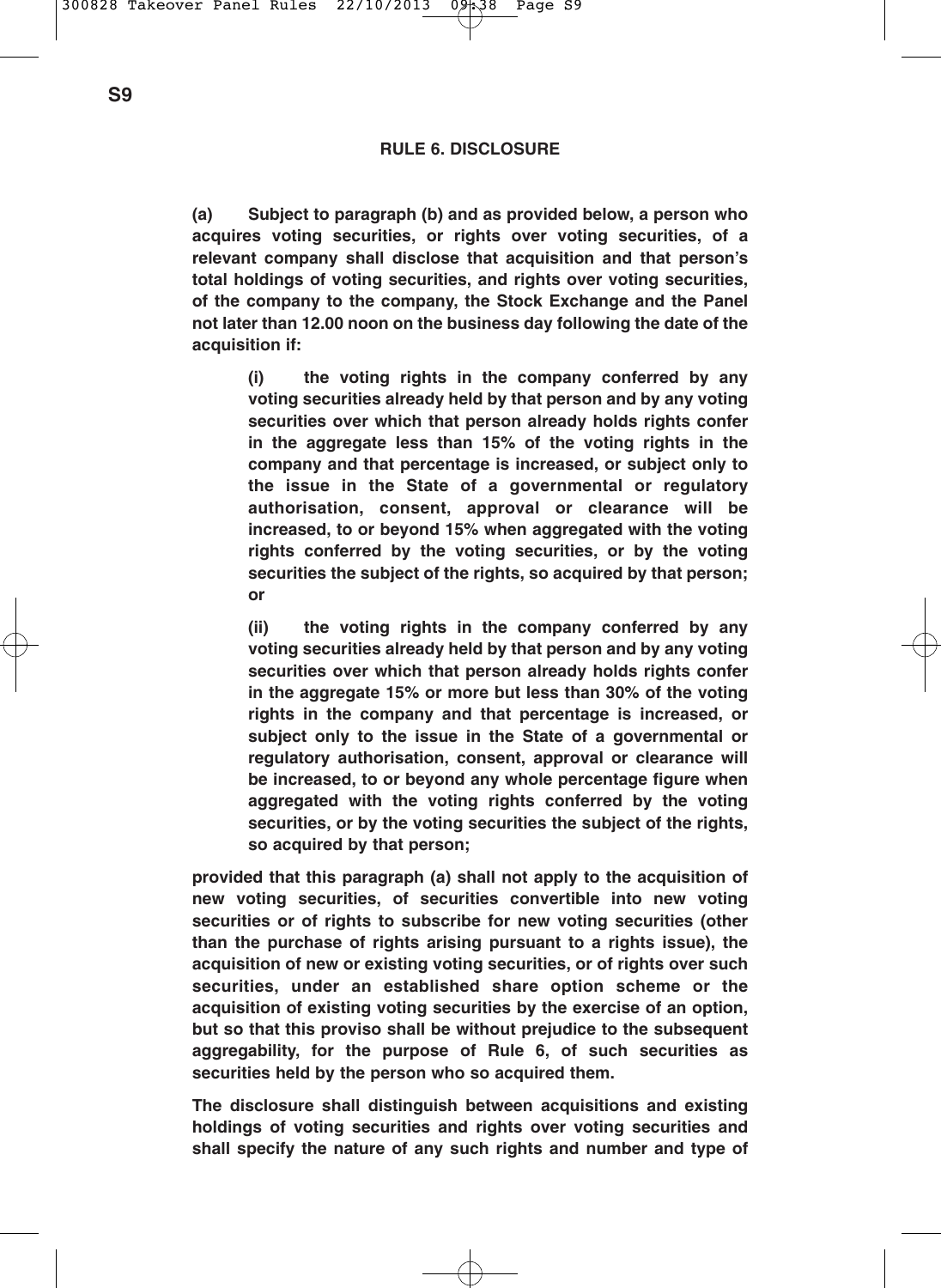## RULE 6. DISCLOSURE

**(a) Subject to paragraph (b) and as provided below, a person who acquires voting securities, or rights over voting securities, of a relevant company shall disclose that acquisition and that person's total holdings of voting securities, and rights over voting securities, of the company to the company, the Stock Exchange and the Panel not later than 12.00 noon on the business day following the date of the acquisition if:**

> **(i) the voting rights in the company conferred by any voting securities already held by that person and by any voting securities over which that person already holds rights confer in the aggregate less than 15% of the voting rights in the company and that percentage is increased, or subject only to the issue in the State of a governmental or regulatory authorisation, consent, approval or clearance will be increased, to or beyond 15% when aggregated with the voting rights conferred by the voting securities, or by the voting securities the subject of the rights, so acquired by that person; or**
>
> **(ii) the voting rights in the company conferred by any voting securities already held by that person and by any voting securities over which that person already holds rights confer in the aggregate 15% or more but less than 30% of the voting rights in the company and that percentage is increased, or subject only to the issue in the State of a governmental or regulatory authorisation, consent, approval or clearance will be increased, to or beyond any whole percentage figure when aggregated with the voting rights conferred by the voting securities, or by the voting securities the subject of the rights, so acquired by that person;**

**provided that this paragraph (a) shall not apply to the acquisition of new voting securities, of securities convertible into new voting securities or of rights to subscribe for new voting securities (other than the purchase of rights arising pursuant to a rights issue), the acquisition of new or existing voting securities, or of rights over such securities, under an established share option scheme or the acquisition of existing voting securities by the exercise of an option, but so that this proviso shall be without prejudice to the subsequent aggregability, for the purpose of Rule 6, of such securities as securities held by the person who so acquired them.**

**The disclosure shall distinguish between acquisitions and existing holdings of voting securities and rights over voting securities and shall specify the nature of any such rights and number and type of**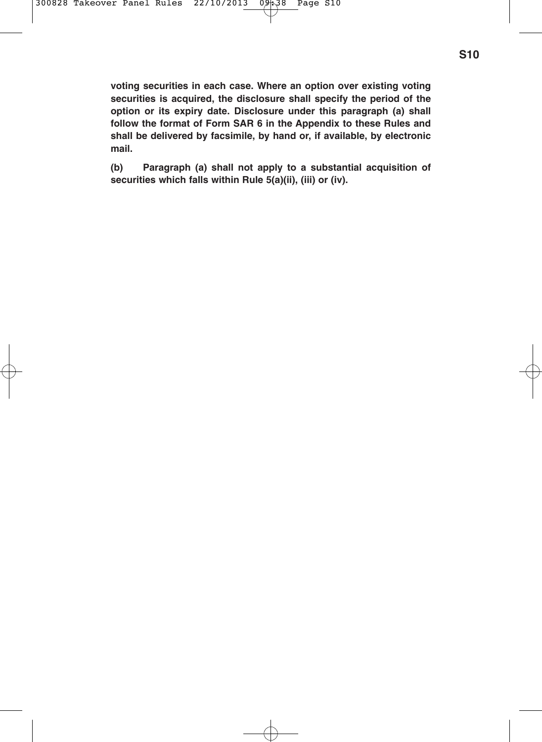**voting securities in each case. Where an option over existing voting securities is acquired, the disclosure shall specify the period of the option or its expiry date. Disclosure under this paragraph (a) shall follow the format of Form SAR 6 in the Appendix to these Rules and shall be delivered by facsimile, by hand or, if available, by electronic mail.**

**(b) Paragraph (a) shall not apply to a substantial acquisition of securities which falls within Rule 5(a)(ii), (iii) or (iv).**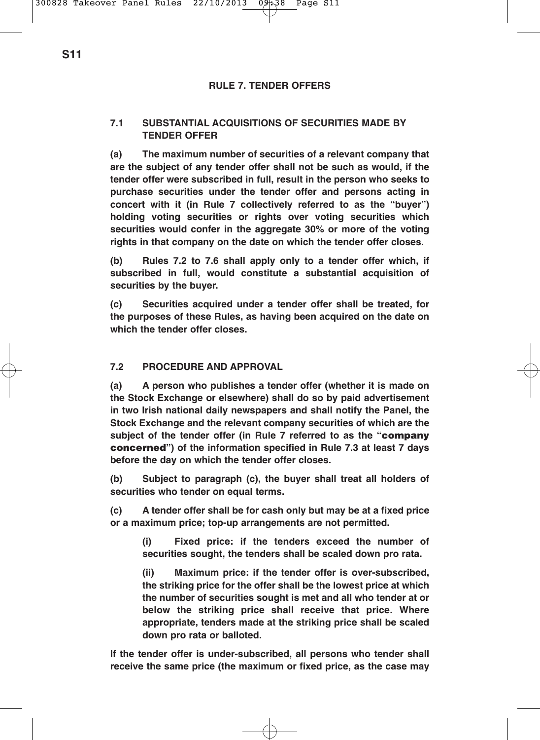## RULE 7. TENDER OFFERS

### 7.1 SUBSTANTIAL ACQUISITIONS OF SECURITIES MADE BY TENDER OFFER

**(a) The maximum number of securities of a relevant company that are the subject of any tender offer shall not be such as would, if the tender offer were subscribed in full, result in the person who seeks to purchase securities under the tender offer and persons acting in concert with it (in Rule 7 collectively referred to as the "buyer") holding voting securities or rights over voting securities which securities would confer in the aggregate 30% or more of the voting rights in that company on the date on which the tender offer closes.**

**(b) Rules 7.2 to 7.6 shall apply only to a tender offer which, if subscribed in full, would constitute a substantial acquisition of securities by the buyer.**

**(c) Securities acquired under a tender offer shall be treated, for the purposes of these Rules, as having been acquired on the date on which the tender offer closes.**

### 7.2 PROCEDURE AND APPROVAL

**(a) A person who publishes a tender offer (whether it is made on the Stock Exchange or elsewhere) shall do so by paid advertisement in two Irish national daily newspapers and shall notify the Panel, the Stock Exchange and the relevant company securities of which are the subject of the tender offer (in Rule 7 referred to as the "company concerned") of the information specified in Rule 7.3 at least 7 days before the day on which the tender offer closes.**

**(b) Subject to paragraph (c), the buyer shall treat all holders of securities who tender on equal terms.**

**(c) A tender offer shall be for cash only but may be at a fixed price or a maximum price; top-up arrangements are not permitted.**

> **(i) Fixed price: if the tenders exceed the number of securities sought, the tenders shall be scaled down pro rata.**
>
> **(ii) Maximum price: if the tender offer is over-subscribed, the striking price for the offer shall be the lowest price at which the number of securities sought is met and all who tender at or below the striking price shall receive that price. Where appropriate, tenders made at the striking price shall be scaled down pro rata or balloted.**

**If the tender offer is under-subscribed, all persons who tender shall receive the same price (the maximum or fixed price, as the case may**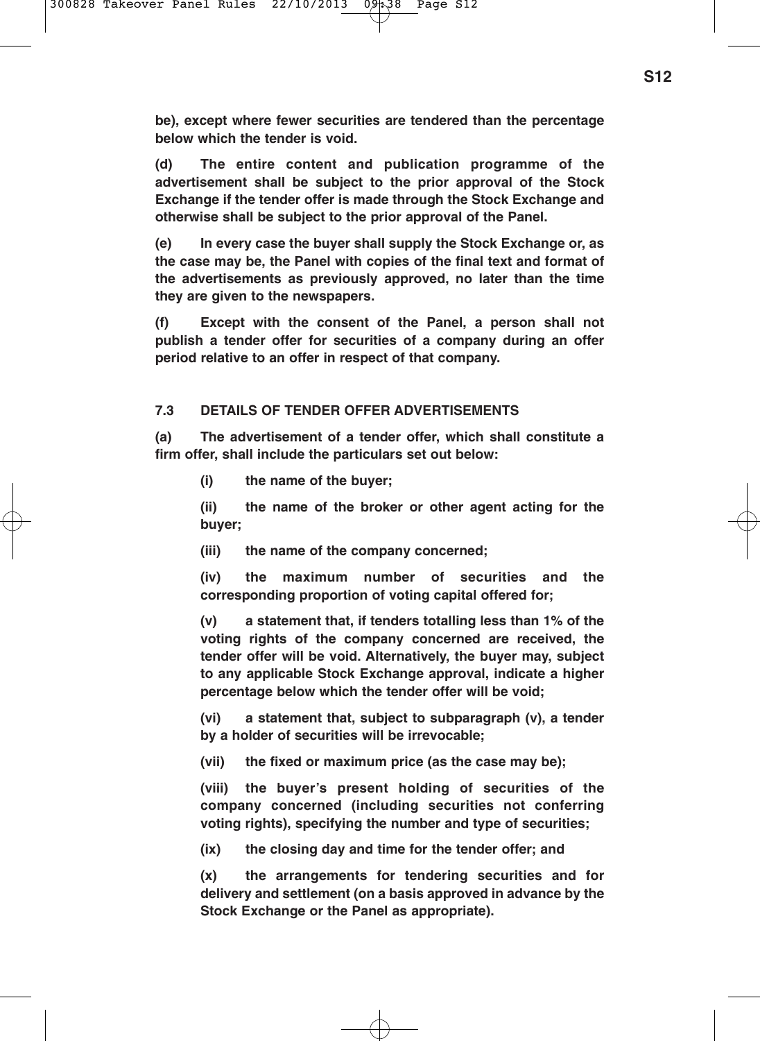**be), except where fewer securities are tendered than the percentage below which the tender is void.**

**(d) The entire content and publication programme of the advertisement shall be subject to the prior approval of the Stock Exchange if the tender offer is made through the Stock Exchange and otherwise shall be subject to the prior approval of the Panel.**

**(e) In every case the buyer shall supply the Stock Exchange or, as the case may be, the Panel with copies of the final text and format of the advertisements as previously approved, no later than the time they are given to the newspapers.**

**(f) Except with the consent of the Panel, a person shall not publish a tender offer for securities of a company during an offer period relative to an offer in respect of that company.**

### 7.3 DETAILS OF TENDER OFFER ADVERTISEMENTS

**(a) The advertisement of a tender offer, which shall constitute a firm offer, shall include the particulars set out below:**

> **(i) the name of the buyer;**
>
> **(ii) the name of the broker or other agent acting for the buyer;**
>
> **(iii) the name of the company concerned;**
>
> **(iv) the maximum number of securities and the corresponding proportion of voting capital offered for;**
>
> **(v) a statement that, if tenders totalling less than 1% of the voting rights of the company concerned are received, the tender offer will be void. Alternatively, the buyer may, subject to any applicable Stock Exchange approval, indicate a higher percentage below which the tender offer will be void;**
>
> **(vi) a statement that, subject to subparagraph (v), a tender by a holder of securities will be irrevocable;**
>
> **(vii) the fixed or maximum price (as the case may be);**
>
> **(viii) the buyer's present holding of securities of the company concerned (including securities not conferring voting rights), specifying the number and type of securities;**
>
> **(ix) the closing day and time for the tender offer; and**
>
> **(x) the arrangements for tendering securities and for delivery and settlement (on a basis approved in advance by the Stock Exchange or the Panel as appropriate).**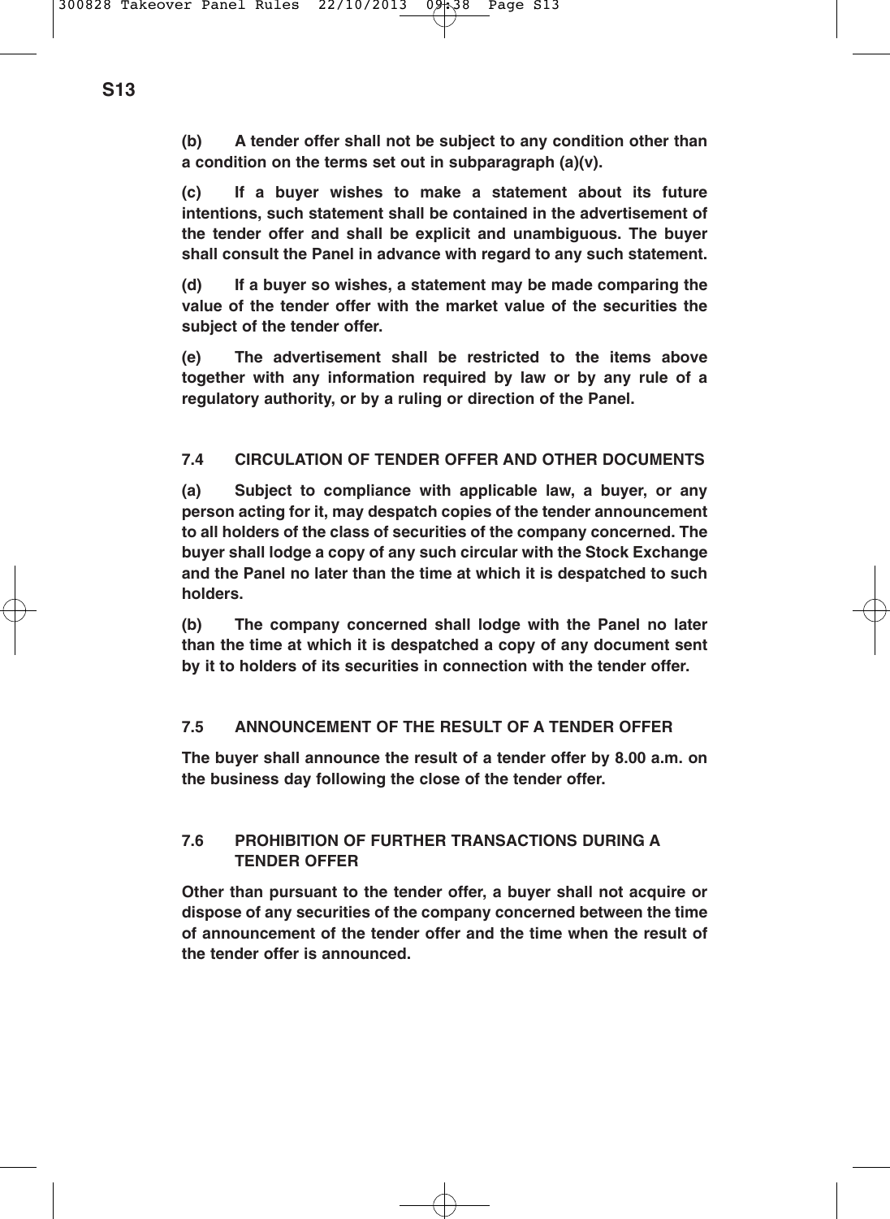**(b) A tender offer shall not be subject to any condition other than a condition on the terms set out in subparagraph (a)(v).**

**(c) If a buyer wishes to make a statement about its future intentions, such statement shall be contained in the advertisement of the tender offer and shall be explicit and unambiguous. The buyer shall consult the Panel in advance with regard to any such statement.**

**(d) If a buyer so wishes, a statement may be made comparing the value of the tender offer with the market value of the securities the subject of the tender offer.**

**(e) The advertisement shall be restricted to the items above together with any information required by law or by any rule of a regulatory authority, or by a ruling or direction of the Panel.**

### 7.4 CIRCULATION OF TENDER OFFER AND OTHER DOCUMENTS

**(a) Subject to compliance with applicable law, a buyer, or any person acting for it, may despatch copies of the tender announcement to all holders of the class of securities of the company concerned. The buyer shall lodge a copy of any such circular with the Stock Exchange and the Panel no later than the time at which it is despatched to such holders.**

**(b) The company concerned shall lodge with the Panel no later than the time at which it is despatched a copy of any document sent by it to holders of its securities in connection with the tender offer.**

### 7.5 ANNOUNCEMENT OF THE RESULT OF A TENDER OFFER

**The buyer shall announce the result of a tender offer by 8.00 a.m. on the business day following the close of the tender offer.**

### 7.6 PROHIBITION OF FURTHER TRANSACTIONS DURING A TENDER OFFER

**Other than pursuant to the tender offer, a buyer shall not acquire or dispose of any securities of the company concerned between the time of announcement of the tender offer and the time when the result of the tender offer is announced.**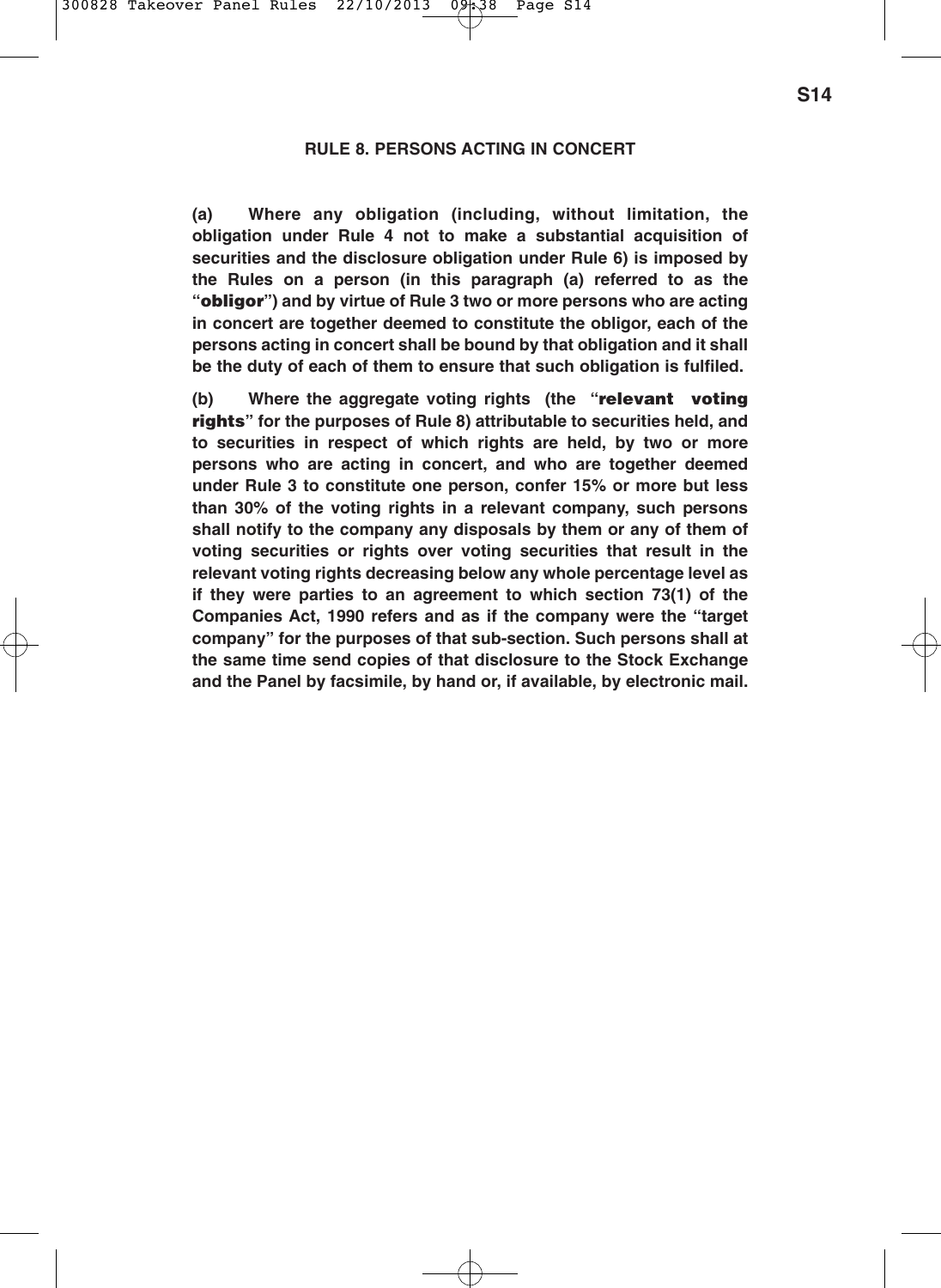## RULE 8. PERSONS ACTING IN CONCERT

**(a) Where any obligation (including, without limitation, the obligation under Rule 4 not to make a substantial acquisition of securities and the disclosure obligation under Rule 6) is imposed by the Rules on a person (in this paragraph (a) referred to as the "obligor") and by virtue of Rule 3 two or more persons who are acting in concert are together deemed to constitute the obligor, each of the persons acting in concert shall be bound by that obligation and it shall be the duty of each of them to ensure that such obligation is fulfiled.**

**(b) Where the aggregate voting rights (the "relevant voting rights" for the purposes of Rule 8) attributable to securities held, and to securities in respect of which rights are held, by two or more persons who are acting in concert, and who are together deemed under Rule 3 to constitute one person, confer 15% or more but less than 30% of the voting rights in a relevant company, such persons shall notify to the company any disposals by them or any of them of voting securities or rights over voting securities that result in the relevant voting rights decreasing below any whole percentage level as if they were parties to an agreement to which section 73(1) of the Companies Act, 1990 refers and as if the company were the "target company" for the purposes of that sub-section. Such persons shall at the same time send copies of that disclosure to the Stock Exchange and the Panel by facsimile, by hand or, if available, by electronic mail.**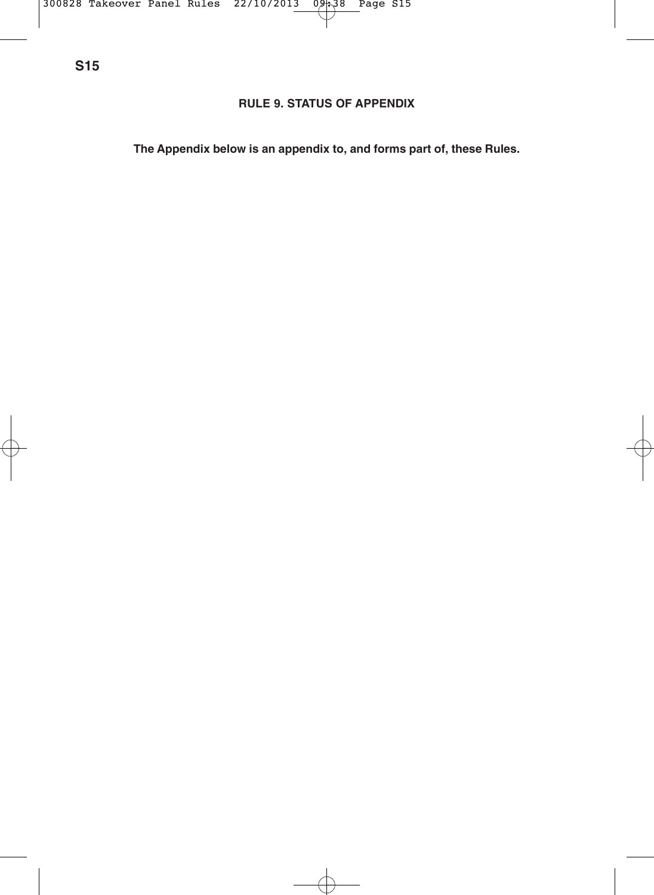## RULE 9. STATUS OF APPENDIX

**The Appendix below is an appendix to, and forms part of, these Rules.**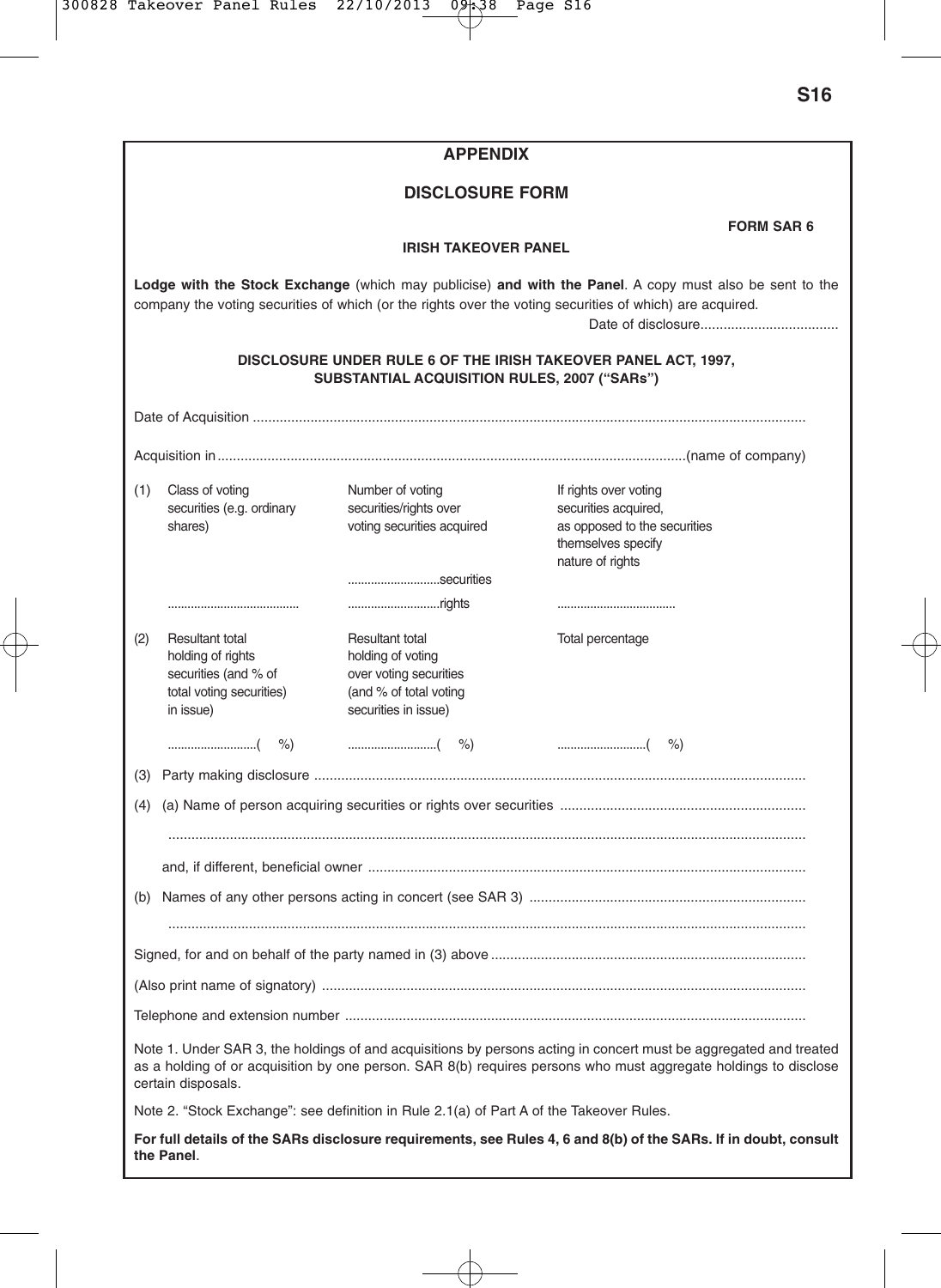## APPENDIX

## DISCLOSURE FORM

**FORM SAR 6**

**IRISH TAKEOVER PANEL**

**Lodge with the Stock Exchange** (which may publicise) **and with the Panel**. A copy must also be sent to the company the voting securities of which (or the rights over the voting securities of which) are acquired.

Date of disclosure...................................

**DISCLOSURE UNDER RULE 6 OF THE IRISH TAKEOVER PANEL ACT, 1997, SUBSTANTIAL ACQUISITION RULES, 2007 ("SARs")**

Date of Acquisition ...............................................................................................................................................

Acquisition in..........................................................................................................................(name of company)

| | | | |
|---|---|---|---|
| (1) | Class of voting securities (e.g. ordinary shares) | Number of voting securities/rights over voting securities acquired | If rights over voting securities acquired, as opposed to the securities themselves specify nature of rights |
| | | ............................securities | |
| | ........................................ | ............................rights | .................................... |
| (2) | Resultant total holding of rights securities (and % of total voting securities) in issue) | Resultant total holding of voting over voting securities (and % of total voting securities in issue) | Total percentage |
| | ..........................( %) | ..........................( %) | ..........................( %) |

(3) Party making disclosure ...............................................................................................................................

(4) (a) Name of person acquiring securities or rights over securities ...............................................................

.....................................................................................................................................................................

and, if different, beneficial owner .................................................................................................................

(b) Names of any other persons acting in concert (see SAR 3) .......................................................................

.....................................................................................................................................................................

Signed, for and on behalf of the party named in (3) above .................................................................................

(Also print name of signatory) .............................................................................................................................

Telephone and extension number .......................................................................................................................

Note 1. Under SAR 3, the holdings of and acquisitions by persons acting in concert must be aggregated and treated as a holding of or acquisition by one person. SAR 8(b) requires persons who must aggregate holdings to disclose certain disposals.

Note 2. "Stock Exchange": see definition in Rule 2.1(a) of Part A of the Takeover Rules.

**For full details of the SARs disclosure requirements, see Rules 4, 6 and 8(b) of the SARs. If in doubt, consult the Panel**.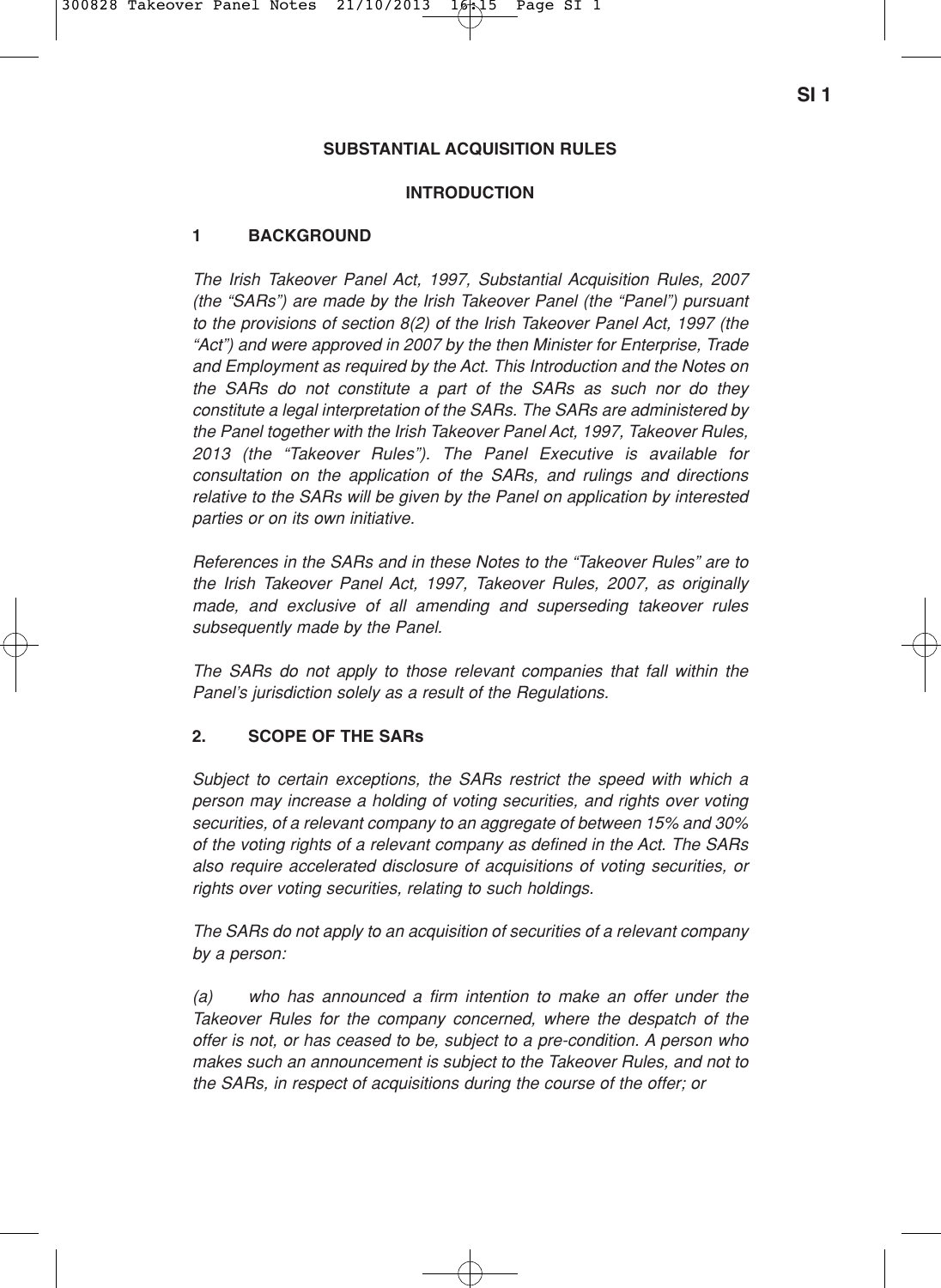# SUBSTANTIAL ACQUISITION RULES

## INTRODUCTION

### 1 BACKGROUND

*The Irish Takeover Panel Act, 1997, Substantial Acquisition Rules, 2007 (the "SARs") are made by the Irish Takeover Panel (the "Panel") pursuant to the provisions of section 8(2) of the Irish Takeover Panel Act, 1997 (the "Act") and were approved in 2007 by the then Minister for Enterprise, Trade and Employment as required by the Act. This Introduction and the Notes on the SARs do not constitute a part of the SARs as such nor do they constitute a legal interpretation of the SARs. The SARs are administered by the Panel together with the Irish Takeover Panel Act, 1997, Takeover Rules, 2013 (the "Takeover Rules"). The Panel Executive is available for consultation on the application of the SARs, and rulings and directions relative to the SARs will be given by the Panel on application by interested parties or on its own initiative.*

*References in the SARs and in these Notes to the "Takeover Rules" are to the Irish Takeover Panel Act, 1997, Takeover Rules, 2007, as originally made, and exclusive of all amending and superseding takeover rules subsequently made by the Panel.*

*The SARs do not apply to those relevant companies that fall within the Panel's jurisdiction solely as a result of the Regulations.*

### 2. SCOPE OF THE SARs

*Subject to certain exceptions, the SARs restrict the speed with which a person may increase a holding of voting securities, and rights over voting securities, of a relevant company to an aggregate of between 15% and 30% of the voting rights of a relevant company as defined in the Act. The SARs also require accelerated disclosure of acquisitions of voting securities, or rights over voting securities, relating to such holdings.*

*The SARs do not apply to an acquisition of securities of a relevant company by a person:*

*(a) who has announced a firm intention to make an offer under the Takeover Rules for the company concerned, where the despatch of the offer is not, or has ceased to be, subject to a pre-condition. A person who makes such an announcement is subject to the Takeover Rules, and not to the SARs, in respect of acquisitions during the course of the offer; or*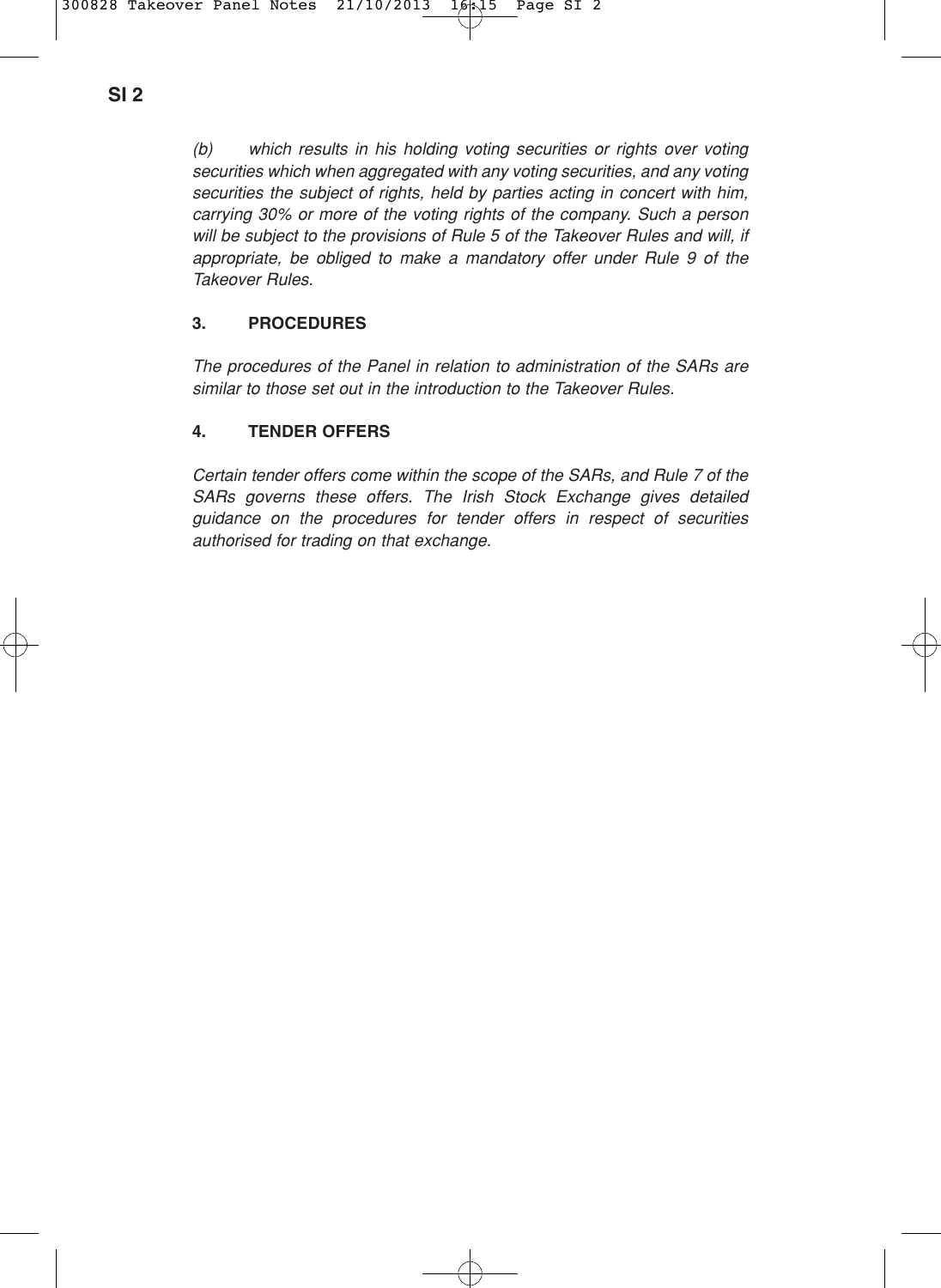*(b) which results in his holding voting securities or rights over voting securities which when aggregated with any voting securities, and any voting securities the subject of rights, held by parties acting in concert with him, carrying 30% or more of the voting rights of the company. Such a person will be subject to the provisions of Rule 5 of the Takeover Rules and will, if appropriate, be obliged to make a mandatory offer under Rule 9 of the Takeover Rules.*

## 3. PROCEDURES

*The procedures of the Panel in relation to administration of the SARs are similar to those set out in the introduction to the Takeover Rules.*

## 4. TENDER OFFERS

*Certain tender offers come within the scope of the SARs, and Rule 7 of the SARs governs these offers. The Irish Stock Exchange gives detailed guidance on the procedures for tender offers in respect of securities authorised for trading on that exchange.*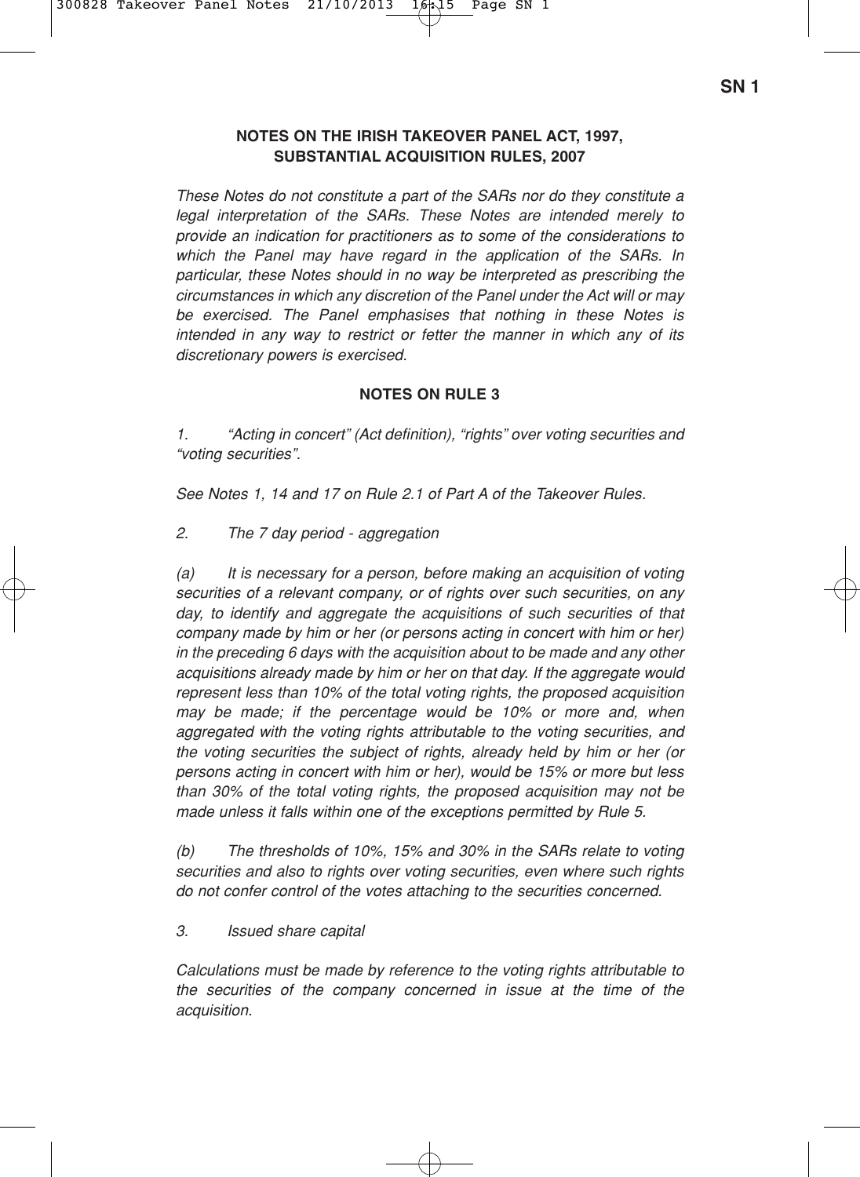## NOTES ON THE IRISH TAKEOVER PANEL ACT, 1997, SUBSTANTIAL ACQUISITION RULES, 2007

*These Notes do not constitute a part of the SARs nor do they constitute a legal interpretation of the SARs. These Notes are intended merely to provide an indication for practitioners as to some of the considerations to which the Panel may have regard in the application of the SARs. In particular, these Notes should in no way be interpreted as prescribing the circumstances in which any discretion of the Panel under the Act will or may be exercised. The Panel emphasises that nothing in these Notes is intended in any way to restrict or fetter the manner in which any of its discretionary powers is exercised.*

### NOTES ON RULE 3

*1. "Acting in concert" (Act definition), "rights" over voting securities and "voting securities".*

*See Notes 1, 14 and 17 on Rule 2.1 of Part A of the Takeover Rules.*

*2. The 7 day period - aggregation*

*(a) It is necessary for a person, before making an acquisition of voting securities of a relevant company, or of rights over such securities, on any day, to identify and aggregate the acquisitions of such securities of that company made by him or her (or persons acting in concert with him or her) in the preceding 6 days with the acquisition about to be made and any other acquisitions already made by him or her on that day. If the aggregate would represent less than 10% of the total voting rights, the proposed acquisition may be made; if the percentage would be 10% or more and, when aggregated with the voting rights attributable to the voting securities, and the voting securities the subject of rights, already held by him or her (or persons acting in concert with him or her), would be 15% or more but less than 30% of the total voting rights, the proposed acquisition may not be made unless it falls within one of the exceptions permitted by Rule 5.*

*(b) The thresholds of 10%, 15% and 30% in the SARs relate to voting securities and also to rights over voting securities, even where such rights do not confer control of the votes attaching to the securities concerned.*

*3. Issued share capital*

*Calculations must be made by reference to the voting rights attributable to the securities of the company concerned in issue at the time of the acquisition.*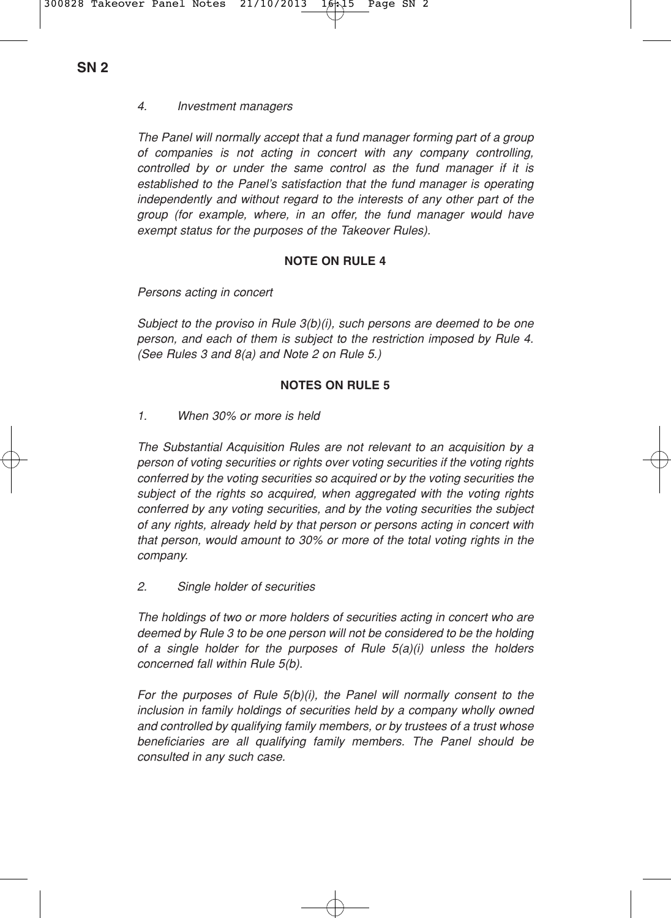*4. Investment managers*

*The Panel will normally accept that a fund manager forming part of a group of companies is not acting in concert with any company controlling, controlled by or under the same control as the fund manager if it is established to the Panel's satisfaction that the fund manager is operating independently and without regard to the interests of any other part of the group (for example, where, in an offer, the fund manager would have exempt status for the purposes of the Takeover Rules).*

## NOTE ON RULE 4

*Persons acting in concert*

*Subject to the proviso in Rule 3(b)(i), such persons are deemed to be one person, and each of them is subject to the restriction imposed by Rule 4. (See Rules 3 and 8(a) and Note 2 on Rule 5.)*

## NOTES ON RULE 5

*1. When 30% or more is held*

*The Substantial Acquisition Rules are not relevant to an acquisition by a person of voting securities or rights over voting securities if the voting rights conferred by the voting securities so acquired or by the voting securities the subject of the rights so acquired, when aggregated with the voting rights conferred by any voting securities, and by the voting securities the subject of any rights, already held by that person or persons acting in concert with that person, would amount to 30% or more of the total voting rights in the company.*

*2. Single holder of securities*

*The holdings of two or more holders of securities acting in concert who are deemed by Rule 3 to be one person will not be considered to be the holding of a single holder for the purposes of Rule 5(a)(i) unless the holders concerned fall within Rule 5(b).*

*For the purposes of Rule 5(b)(i), the Panel will normally consent to the inclusion in family holdings of securities held by a company wholly owned and controlled by qualifying family members, or by trustees of a trust whose beneficiaries are all qualifying family members. The Panel should be consulted in any such case.*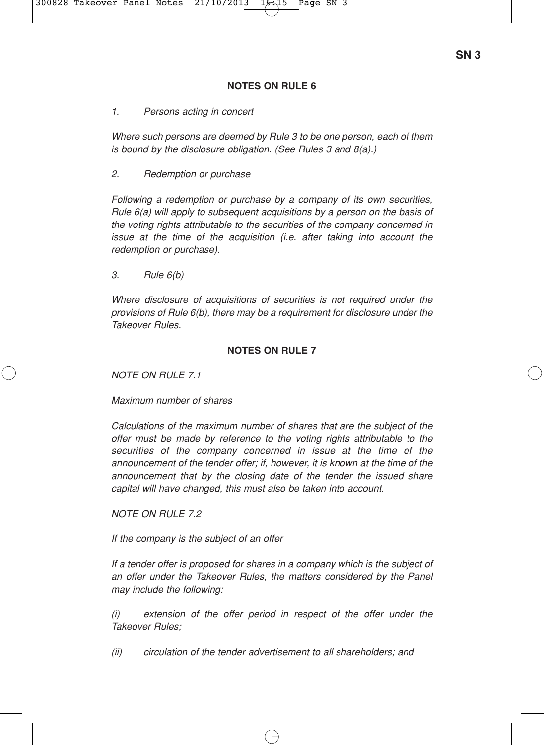## NOTES ON RULE 6

*1. Persons acting in concert*

*Where such persons are deemed by Rule 3 to be one person, each of them is bound by the disclosure obligation. (See Rules 3 and 8(a).)*

*2. Redemption or purchase*

*Following a redemption or purchase by a company of its own securities, Rule 6(a) will apply to subsequent acquisitions by a person on the basis of the voting rights attributable to the securities of the company concerned in issue at the time of the acquisition (i.e. after taking into account the redemption or purchase).*

*3. Rule 6(b)*

*Where disclosure of acquisitions of securities is not required under the provisions of Rule 6(b), there may be a requirement for disclosure under the Takeover Rules.*

## NOTES ON RULE 7

*NOTE ON RULE 7.1*

*Maximum number of shares*

*Calculations of the maximum number of shares that are the subject of the offer must be made by reference to the voting rights attributable to the securities of the company concerned in issue at the time of the announcement of the tender offer; if, however, it is known at the time of the announcement that by the closing date of the tender the issued share capital will have changed, this must also be taken into account.*

*NOTE ON RULE 7.2*

*If the company is the subject of an offer*

*If a tender offer is proposed for shares in a company which is the subject of an offer under the Takeover Rules, the matters considered by the Panel may include the following:*

*(i) extension of the offer period in respect of the offer under the Takeover Rules;*

*(ii) circulation of the tender advertisement to all shareholders; and*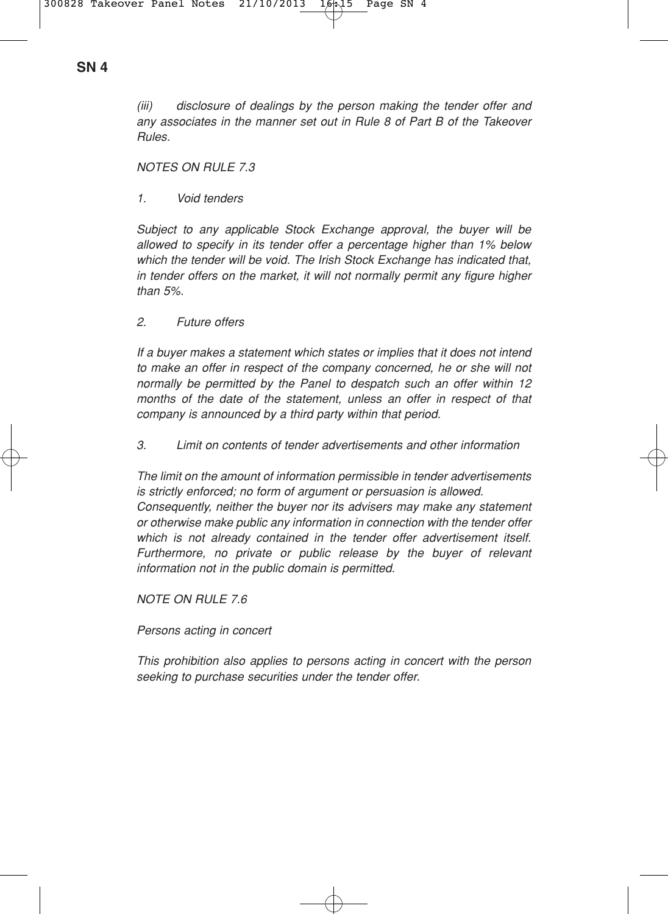*(iii) disclosure of dealings by the person making the tender offer and any associates in the manner set out in Rule 8 of Part B of the Takeover Rules.*

*NOTES ON RULE 7.3*

*1. Void tenders*

*Subject to any applicable Stock Exchange approval, the buyer will be allowed to specify in its tender offer a percentage higher than 1% below which the tender will be void. The Irish Stock Exchange has indicated that, in tender offers on the market, it will not normally permit any figure higher than 5%.*

*2. Future offers*

*If a buyer makes a statement which states or implies that it does not intend to make an offer in respect of the company concerned, he or she will not normally be permitted by the Panel to despatch such an offer within 12 months of the date of the statement, unless an offer in respect of that company is announced by a third party within that period.*

*3. Limit on contents of tender advertisements and other information*

*The limit on the amount of information permissible in tender advertisements is strictly enforced; no form of argument or persuasion is allowed. Consequently, neither the buyer nor its advisers may make any statement or otherwise make public any information in connection with the tender offer which is not already contained in the tender offer advertisement itself. Furthermore, no private or public release by the buyer of relevant information not in the public domain is permitted.*

*NOTE ON RULE 7.6*

*Persons acting in concert*

*This prohibition also applies to persons acting in concert with the person seeking to purchase securities under the tender offer.*